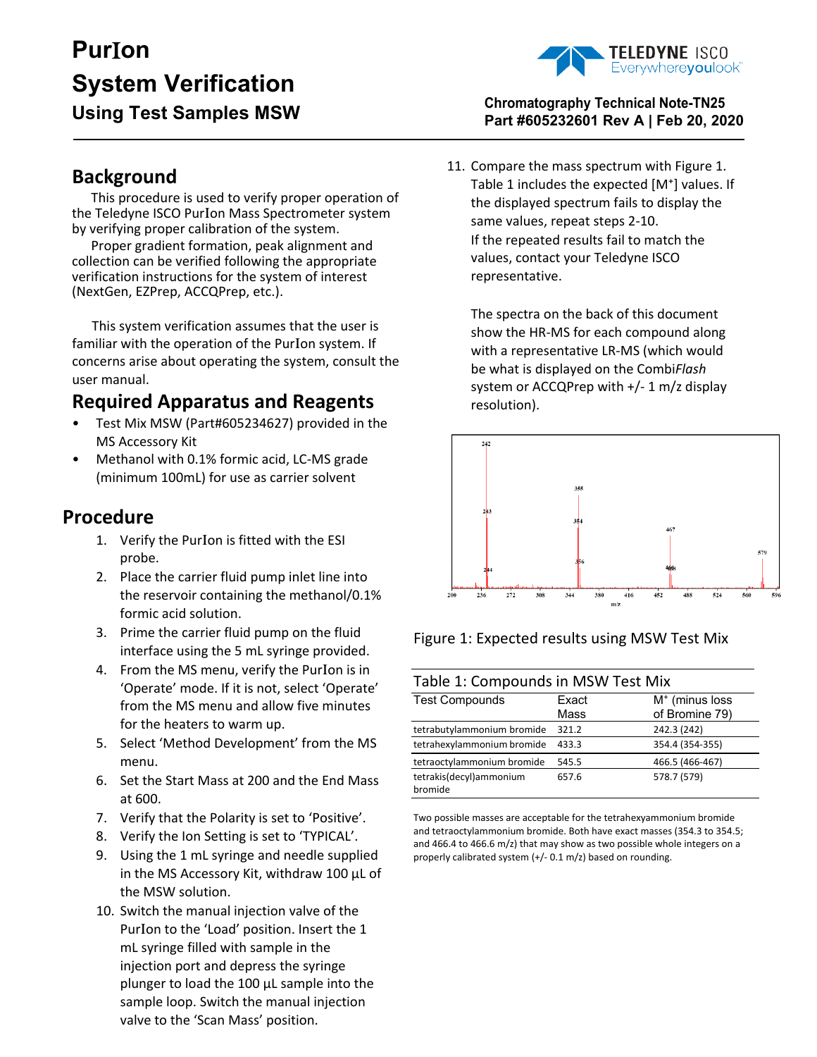# PurIon System Verification

## Using Test Samples MSW

**Chromatography Technical Note-TN25**
**Part #605232601 Rev A | Feb 20, 2020**

## Background

This procedure is used to verify proper operation of the Teledyne ISCO PurIon Mass Spectrometer system by verifying proper calibration of the system.

Proper gradient formation, peak alignment and collection can be verified following the appropriate verification instructions for the system of interest (NextGen, EZPrep, ACCQPrep, etc.).

This system verification assumes that the user is familiar with the operation of the PurIon system. If concerns arise about operating the system, consult the user manual.

## Required Apparatus and Reagents

- Test Mix MSW (Part#605234627) provided in the MS Accessory Kit
- Methanol with 0.1% formic acid, LC-MS grade (minimum 100mL) for use as carrier solvent

## Procedure

1. Verify the PurIon is fitted with the ESI probe.
2. Place the carrier fluid pump inlet line into the reservoir containing the methanol/0.1% formic acid solution.
3. Prime the carrier fluid pump on the fluid interface using the 5 mL syringe provided.
4. From the MS menu, verify the PurIon is in 'Operate' mode. If it is not, select 'Operate' from the MS menu and allow five minutes for the heaters to warm up.
5. Select 'Method Development' from the MS menu.
6. Set the Start Mass at 200 and the End Mass at 600.
7. Verify that the Polarity is set to 'Positive'.
8. Verify the Ion Setting is set to 'TYPICAL'.
9. Using the 1 mL syringe and needle supplied in the MS Accessory Kit, withdraw 100 µL of the MSW solution.
10. Switch the manual injection valve of the PurIon to the 'Load' position. Insert the 1 mL syringe filled with sample in the injection port and depress the syringe plunger to load the 100 µL sample into the sample loop. Switch the manual injection valve to the 'Scan Mass' position.
11. Compare the mass spectrum with Figure 1. Table 1 includes the expected [M⁺] values. If the displayed spectrum fails to display the same values, repeat steps 2-10.
    If the repeated results fail to match the values, contact your Teledyne ISCO representative.

    The spectra on the back of this document show the HR-MS for each compound along with a representative LR-MS (which would be what is displayed on the Combi*Flash* system or ACCQPrep with +/- 1 m/z display resolution).

Figure 1: Expected results using MSW Test Mix

Table 1: Compounds in MSW Test Mix

| Test Compounds | Exact Mass | $M^+$ (minus loss of Bromine 79) |
|---|---|---|
| tetrabutylammonium bromide | 321.2 | 242.3 (242) |
| tetrahexylammonium bromide | 433.3 | 354.4 (354-355) |
| tetraoctylammonium bromide | 545.5 | 466.5 (466-467) |
| tetrakis(decyl)ammonium bromide | 657.6 | 578.7 (579) |

Two possible masses are acceptable for the tetrahexyammonium bromide and tetraoctylammonium bromide. Both have exact masses (354.3 to 354.5; and 466.4 to 466.6 m/z) that may show as two possible whole integers on a properly calibrated system (+/- 0.1 m/z) based on rounding.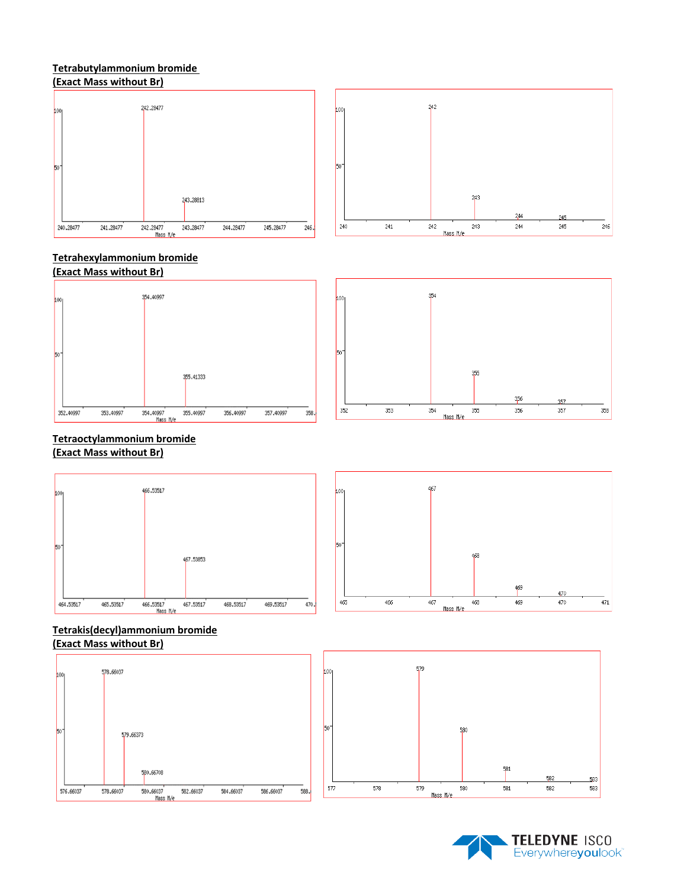**Tetrabutylammonium bromide**
**(Exact Mass without Br)**

100
50
242.28477
243.28813
240.28477 241.28477 242.28477 243.28477 244.28477 245.28477 246.
Mass M/e

100
50
242
243
244
245
240 241 242 243 244 245 246
Mass M/e

**Tetrahexylammonium bromide**
**(Exact Mass without Br)**

100
50
354.40997
355.41333
352.40997 353.40997 354.40997 355.40997 356.40997 357.40997 358.
Mass M/e

100
50
354
355
356
357
352 353 354 355 356 357 358
Mass M/e

**Tetraoctylammonium bromide**
**(Exact Mass without Br)**

100
50
466.53517
467.53853
464.53517 465.53517 466.53517 467.53517 468.53517 469.53517 470.
Mass M/e

100
50
467
468
469
470
465 466 467 468 469 470 471
Mass M/e

**Tetrakis(decyl)ammonium bromide**
**(Exact Mass without Br)**

100
50
578.66037
579.66373
580.66708
576.66037 578.66037 580.66037 582.66037 584.66037 586.66037 588.
Mass M/e

100
50
579
580
581
582
583
577 578 579 580 581 582 583
Mass M/e

TELEDYNE ISCO
Everywhereyoulook